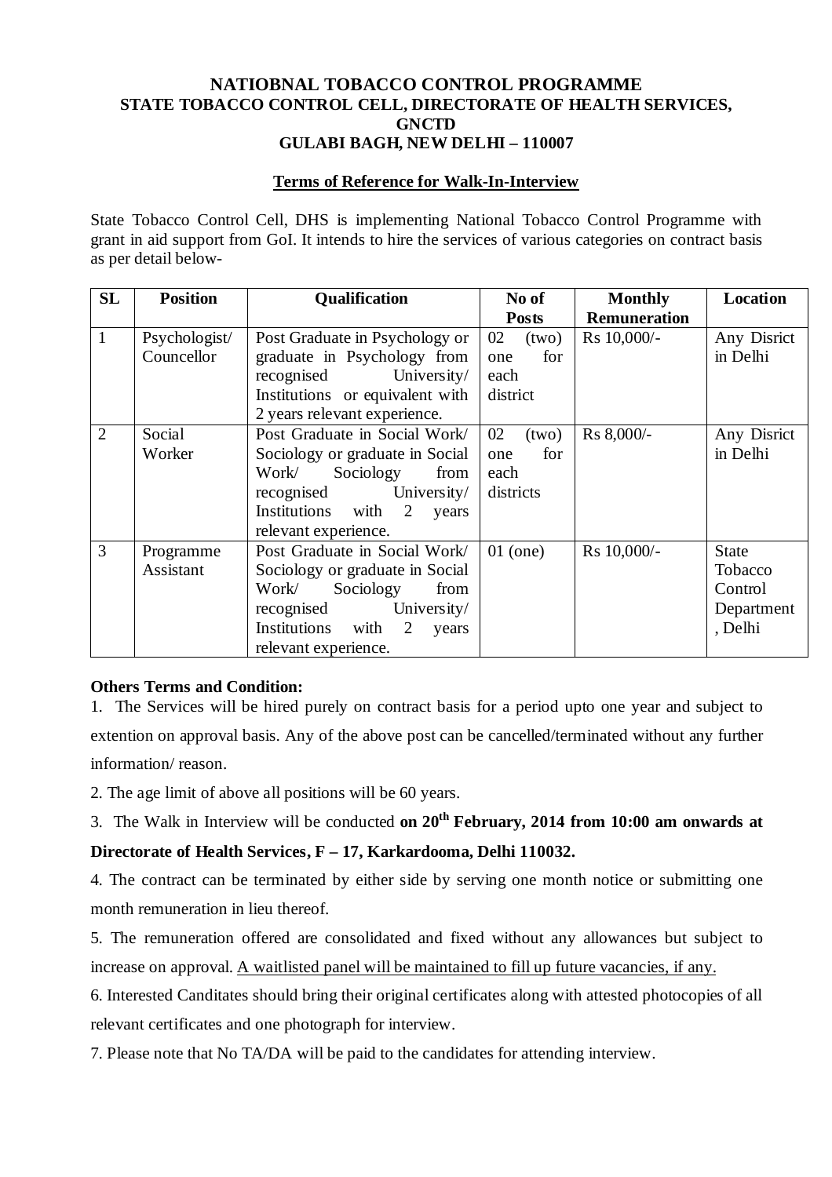# NATIOBNAL TOBACCO CONTROL PROGRAMME
## STATE TOBACCO CONTROL CELL, DIRECTORATE OF HEALTH SERVICES, GNCTD
## GULABI BAGH, NEW DELHI – 110007

### Terms of Reference for Walk-In-Interview

State Tobacco Control Cell, DHS is implementing National Tobacco Control Programme with grant in aid support from GoI. It intends to hire the services of various categories on contract basis as per detail below-

| SL | Position | Qualification | No of Posts | Monthly Remuneration | Location |
|---|---|---|---|---|---|
| 1 | Psychologist/ Councellor | Post Graduate in Psychology or graduate in Psychology from recognised University/ Institutions or equivalent with 2 years relevant experience. | 02 (two) one for each district | Rs 10,000/- | Any Disrict in Delhi |
| 2 | Social Worker | Post Graduate in Social Work/ Sociology or graduate in Social Work/ Sociology from recognised University/ Institutions with 2 years relevant experience. | 02 (two) one for each districts | Rs 8,000/- | Any Disrict in Delhi |
| 3 | Programme Assistant | Post Graduate in Social Work/ Sociology or graduate in Social Work/ Sociology from recognised University/ Institutions with 2 years relevant experience. | 01 (one) | Rs 10,000/- | State Tobacco Control Department , Delhi |

**Others Terms and Condition:**

1. The Services will be hired purely on contract basis for a period upto one year and subject to extention on approval basis. Any of the above post can be cancelled/terminated without any further information/ reason.
2. The age limit of above all positions will be 60 years.
3. The Walk in Interview will be conducted **on 20th February, 2014 from 10:00 am onwards at Directorate of Health Services, F – 17, Karkardooma, Delhi 110032.**
4. The contract can be terminated by either side by serving one month notice or submitting one month remuneration in lieu thereof.
5. The remuneration offered are consolidated and fixed without any allowances but subject to increase on approval. A waitlisted panel will be maintained to fill up future vacancies, if any.
6. Interested Canditates should bring their original certificates along with attested photocopies of all relevant certificates and one photograph for interview.
7. Please note that No TA/DA will be paid to the candidates for attending interview.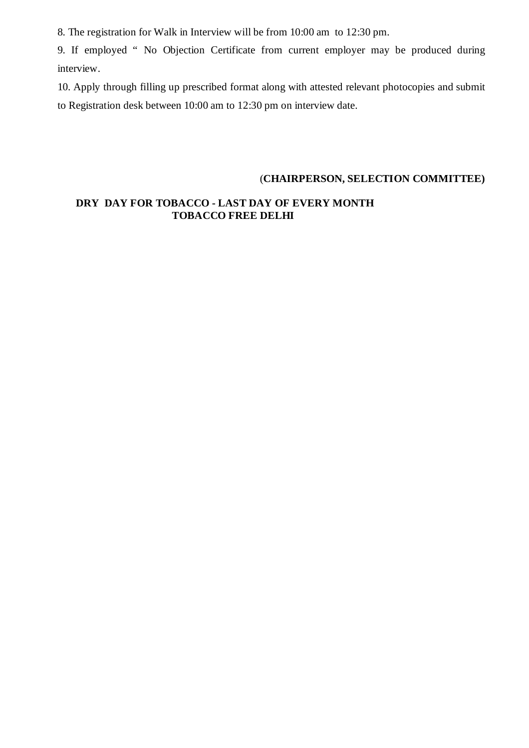8. The registration for Walk in Interview will be from 10:00 am to 12:30 pm.

9. If employed " No Objection Certificate from current employer may be produced during interview.

10. Apply through filling up prescribed format along with attested relevant photocopies and submit to Registration desk between 10:00 am to 12:30 pm on interview date.

(**CHAIRPERSON, SELECTION COMMITTEE)**

**DRY DAY FOR TOBACCO - LAST DAY OF EVERY MONTH**
**TOBACCO FREE DELHI**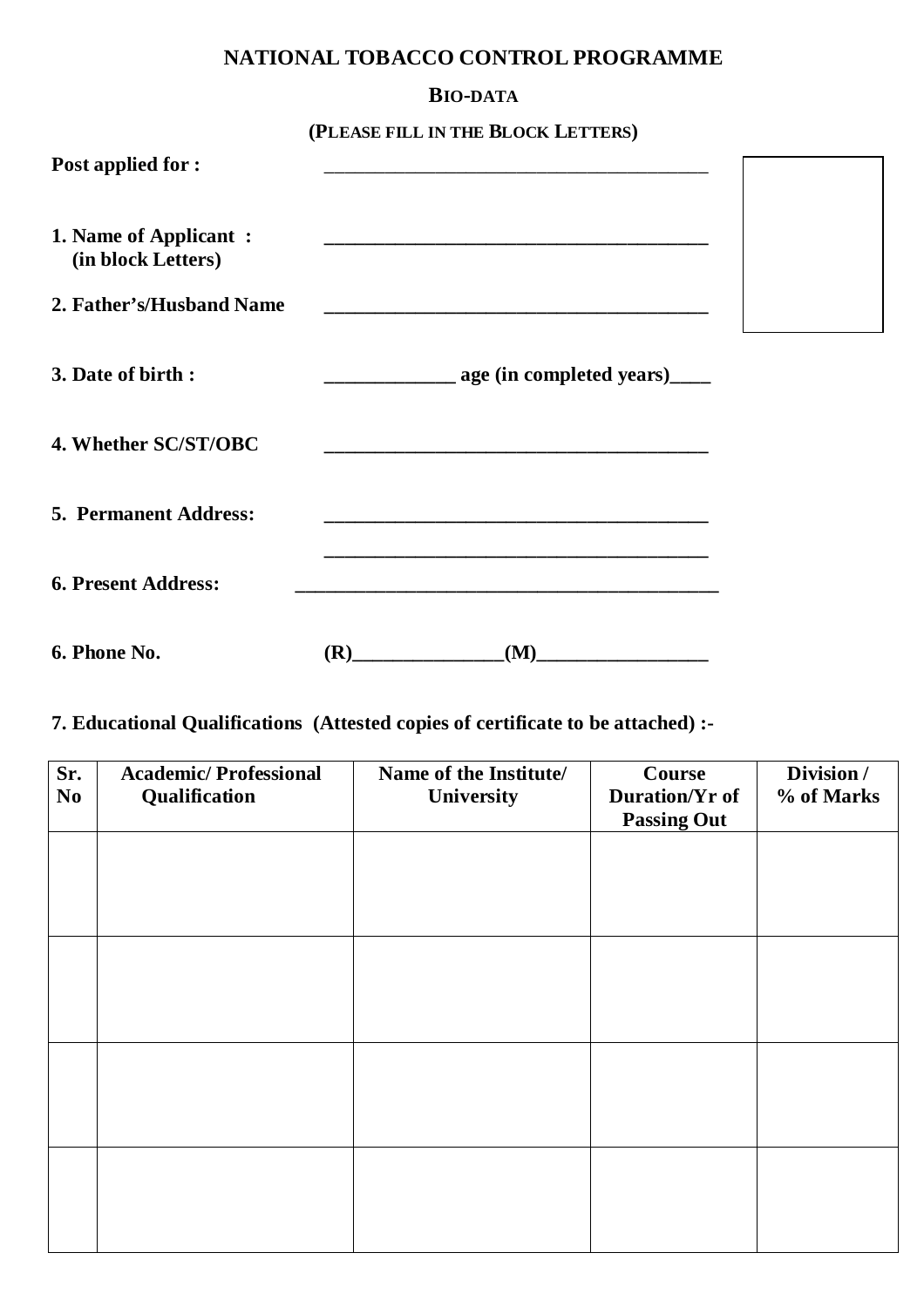# NATIONAL TOBACCO CONTROL PROGRAMME

## BIO-DATA

**(PLEASE FILL IN THE BLOCK LETTERS)**

**Post applied for :** ________________________________________

**1. Name of Applicant :** ________________________________________
**(in block Letters)**

**2. Father's/Husband Name** ________________________________________

**3. Date of birth :** _____________ **age (in completed years)**____

**4. Whether SC/ST/OBC** ________________________________________

**5. Permanent Address:** ________________________________________
________________________________________

**6. Present Address:** ____________________________________________

**6. Phone No.** **(R)**_______________**(M)**_________________

**7. Educational Qualifications (Attested copies of certificate to be attached) :-**

| Sr. No | Academic/ Professional Qualification | Name of the Institute/ University | Course Duration/Yr of Passing Out | Division / % of Marks |
|---|---|---|---|---|
| | | | | |
| | | | | |
| | | | | |
| | | | | |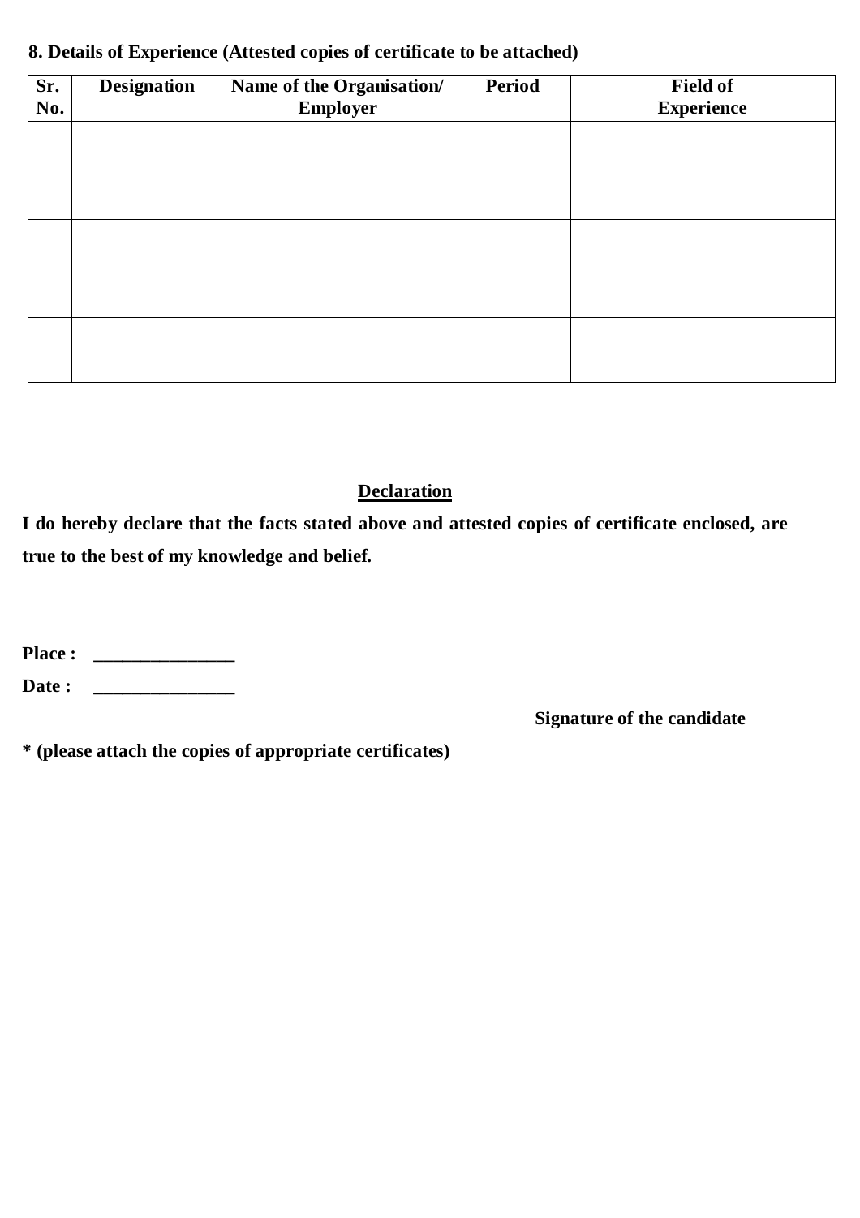**8. Details of Experience (Attested copies of certificate to be attached)**

| Sr. No. | Designation | Name of the Organisation/ Employer | Period | Field of Experience |
|---|---|---|---|---|
| | | | | |
| | | | | |
| | | | | |

**Declaration**

**I do hereby declare that the facts stated above and attested copies of certificate enclosed, are true to the best of my knowledge and belief.**

**Place :** _______________

**Date :** _______________

**Signature of the candidate**

**\* (please attach the copies of appropriate certificates)**